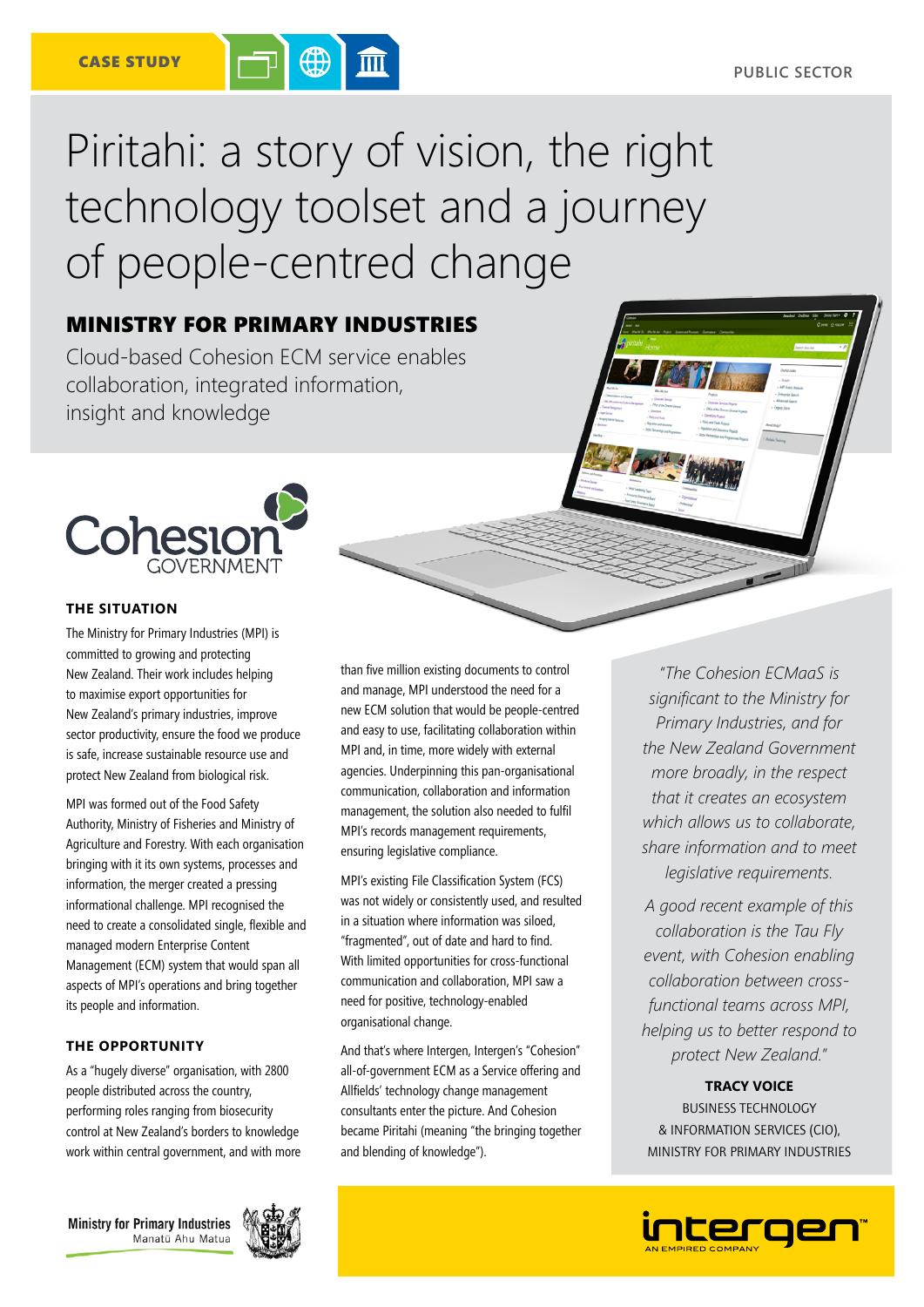CASE STUDY

PUBLIC SECTOR

# Piritahi: a story of vision, the right technology toolset and a journey of people-centred change

## MINISTRY FOR PRIMARY INDUSTRIES

Cloud-based Cohesion ECM service enables collaboration, integrated information, insight and knowledge

### THE SITUATION

The Ministry for Primary Industries (MPI) is committed to growing and protecting New Zealand. Their work includes helping to maximise export opportunities for New Zealand's primary industries, improve sector productivity, ensure the food we produce is safe, increase sustainable resource use and protect New Zealand from biological risk.

MPI was formed out of the Food Safety Authority, Ministry of Fisheries and Ministry of Agriculture and Forestry. With each organisation bringing with it its own systems, processes and information, the merger created a pressing informational challenge. MPI recognised the need to create a consolidated single, flexible and managed modern Enterprise Content Management (ECM) system that would span all aspects of MPI's operations and bring together its people and information.

### THE OPPORTUNITY

As a "hugely diverse" organisation, with 2800 people distributed across the country, performing roles ranging from biosecurity control at New Zealand's borders to knowledge work within central government, and with more than five million existing documents to control and manage, MPI understood the need for a new ECM solution that would be people-centred and easy to use, facilitating collaboration within MPI and, in time, more widely with external agencies. Underpinning this pan-organisational communication, collaboration and information management, the solution also needed to fulfil MPI's records management requirements, ensuring legislative compliance.

MPI's existing File Classification System (FCS) was not widely or consistently used, and resulted in a situation where information was siloed, "fragmented", out of date and hard to find. With limited opportunities for cross-functional communication and collaboration, MPI saw a need for positive, technology-enabled organisational change.

And that's where Intergen, Intergen's "Cohesion" all-of-government ECM as a Service offering and Allfields' technology change management consultants enter the picture. And Cohesion became Piritahi (meaning "the bringing together and blending of knowledge").

*"The Cohesion ECMaaS is significant to the Ministry for Primary Industries, and for the New Zealand Government more broadly, in the respect that it creates an ecosystem which allows us to collaborate, share information and to meet legislative requirements.*

*A good recent example of this collaboration is the Tau Fly event, with Cohesion enabling collaboration between cross-functional teams across MPI, helping us to better respond to protect New Zealand."*

**TRACY VOICE**
BUSINESS TECHNOLOGY & INFORMATION SERVICES (CIO), MINISTRY FOR PRIMARY INDUSTRIES

Ministry for Primary Industries
Manatū Ahu Matua

intergen™
AN EMPIRED COMPANY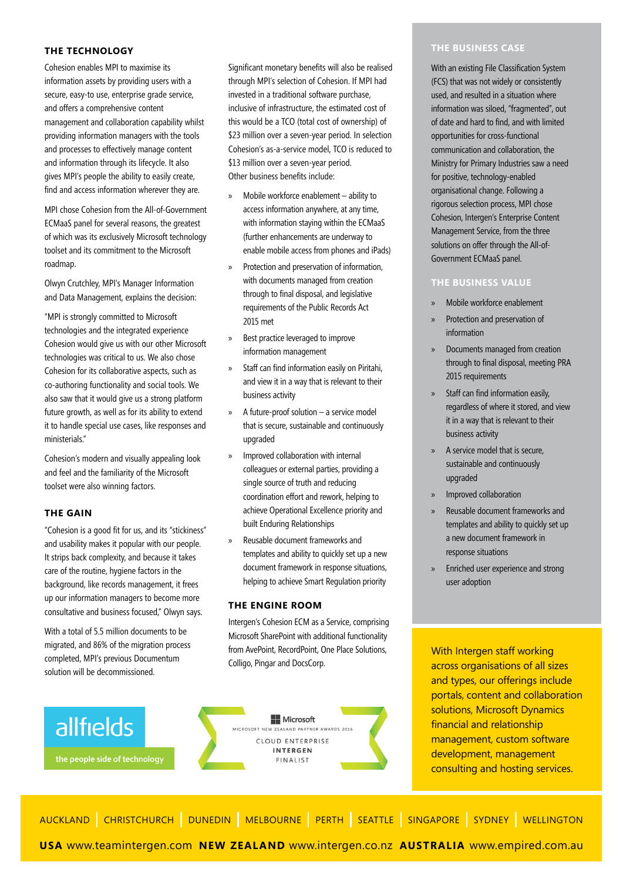## THE TECHNOLOGY

Cohesion enables MPI to maximise its information assets by providing users with a secure, easy-to use, enterprise grade service, and offers a comprehensive content management and collaboration capability whilst providing information managers with the tools and processes to effectively manage content and information through its lifecycle. It also gives MPI's people the ability to easily create, find and access information wherever they are.

MPI chose Cohesion from the All-of-Government ECMaaS panel for several reasons, the greatest of which was its exclusively Microsoft technology toolset and its commitment to the Microsoft roadmap.

Olwyn Crutchley, MPI's Manager Information and Data Management, explains the decision:

"MPI is strongly committed to Microsoft technologies and the integrated experience Cohesion would give us with our other Microsoft technologies was critical to us. We also chose Cohesion for its collaborative aspects, such as co-authoring functionality and social tools. We also saw that it would give us a strong platform future growth, as well as for its ability to extend it to handle special use cases, like responses and ministerials."

Cohesion's modern and visually appealing look and feel and the familiarity of the Microsoft toolset were also winning factors.

## THE GAIN

"Cohesion is a good fit for us, and its "stickiness" and usability makes it popular with our people. It strips back complexity, and because it takes care of the routine, hygiene factors in the background, like records management, it frees up our information managers to become more consultative and business focused," Olwyn says.

With a total of 5.5 million documents to be migrated, and 86% of the migration process completed, MPI's previous Documentum solution will be decommissioned.

Significant monetary benefits will also be realised through MPI's selection of Cohesion. If MPI had invested in a traditional software purchase, inclusive of infrastructure, the estimated cost of this would be a TCO (total cost of ownership) of $23 million over a seven-year period. In selection Cohesion's as-a-service model, TCO is reduced to $13 million over a seven-year period.
Other business benefits include:

- Mobile workforce enablement – ability to access information anywhere, at any time, with information staying within the ECMaaS (further enhancements are underway to enable mobile access from phones and iPads)
- Protection and preservation of information, with documents managed from creation through to final disposal, and legislative requirements of the Public Records Act 2015 met
- Best practice leveraged to improve information management
- Staff can find information easily on Piritahi, and view it in a way that is relevant to their business activity
- A future-proof solution – a service model that is secure, sustainable and continuously upgraded
- Improved collaboration with internal colleagues or external parties, providing a single source of truth and reducing coordination effort and rework, helping to achieve Operational Excellence priority and built Enduring Relationships
- Reusable document frameworks and templates and ability to quickly set up a new document framework in response situations, helping to achieve Smart Regulation priority

## THE ENGINE ROOM

Intergen's Cohesion ECM as a Service, comprising Microsoft SharePoint with additional functionality from AvePoint, RecordPoint, One Place Solutions, Colligo, Pingar and DocsCorp.

allfields
the people side of technology

Microsoft
MICROSOFT NEW ZEALAND PARTNER AWARDS 2016
CLOUD ENTERPRISE
INTERGEN
FINALIST

## THE BUSINESS CASE

With an existing File Classification System (FCS) that was not widely or consistently used, and resulted in a situation where information was siloed, "fragmented", out of date and hard to find, and with limited opportunities for cross-functional communication and collaboration, the Ministry for Primary Industries saw a need for positive, technology-enabled organisational change. Following a rigorous selection process, MPI chose Cohesion, Intergen's Enterprise Content Management Service, from the three solutions on offer through the All-of-Government ECMaaS panel.

## THE BUSINESS VALUE

- Mobile workforce enablement
- Protection and preservation of information
- Documents managed from creation through to final disposal, meeting PRA 2015 requirements
- Staff can find information easily, regardless of where it stored, and view it in a way that is relevant to their business activity
- A service model that is secure, sustainable and continuously upgraded
- Improved collaboration
- Reusable document frameworks and templates and ability to quickly set up a new document framework in response situations
- Enriched user experience and strong user adoption

With Intergen staff working across organisations of all sizes and types, our offerings include portals, content and collaboration solutions, Microsoft Dynamics financial and relationship management, custom software development, management consulting and hosting services.

AUCKLAND | CHRISTCHURCH | DUNEDIN | MELBOURNE | PERTH | SEATTLE | SINGAPORE | SYDNEY | WELLINGTON

**USA** www.teamintergen.com **NEW ZEALAND** www.intergen.co.nz **AUSTRALIA** www.empired.com.au